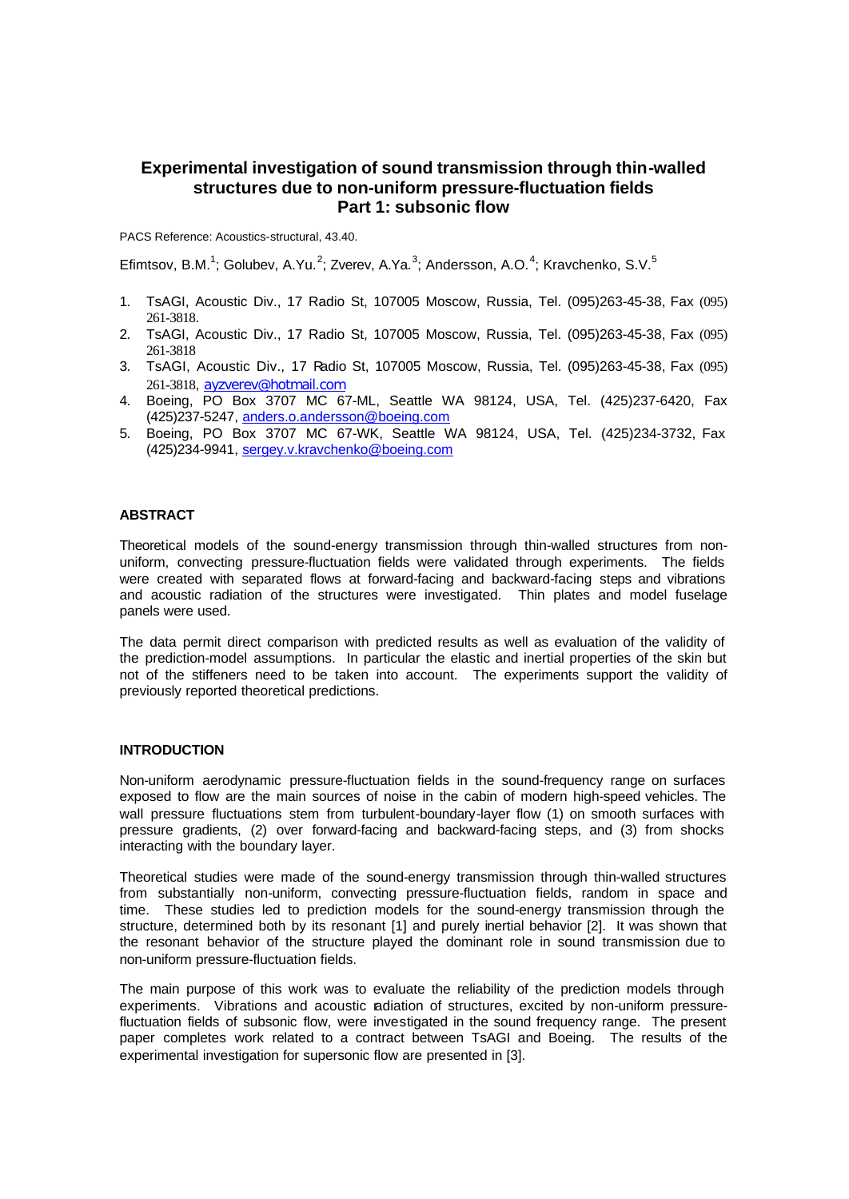# Experimental investigation of sound transmission through thin-walled structures due to non-uniform pressure-fluctuation fields

## Part 1: subsonic flow

PACS Reference: Acoustics-structural, 43.40.

Efimtsov, B.M.[1]; Golubev, A.Yu.[2]; Zverev, A.Ya.[3]; Andersson, A.O.[4]; Kravchenko, S.V.[5]

1. TsAGI, Acoustic Div., 17 Radio St, 107005 Moscow, Russia, Tel. (095)263-45-38, Fax (095) 261-3818.
2. TsAGI, Acoustic Div., 17 Radio St, 107005 Moscow, Russia, Tel. (095)263-45-38, Fax (095) 261-3818
3. TsAGI, Acoustic Div., 17 Radio St, 107005 Moscow, Russia, Tel. (095)263-45-38, Fax (095) 261-3818, ayzverev@hotmail.com
4. Boeing, PO Box 3707 MC 67-ML, Seattle WA 98124, USA, Tel. (425)237-6420, Fax (425)237-5247, anders.o.andersson@boeing.com
5. Boeing, PO Box 3707 MC 67-WK, Seattle WA 98124, USA, Tel. (425)234-3732, Fax (425)234-9941, sergey.v.kravchenko@boeing.com

### ABSTRACT

Theoretical models of the sound-energy transmission through thin-walled structures from non-uniform, convecting pressure-fluctuation fields were validated through experiments. The fields were created with separated flows at forward-facing and backward-facing steps and vibrations and acoustic radiation of the structures were investigated. Thin plates and model fuselage panels were used.

The data permit direct comparison with predicted results as well as evaluation of the validity of the prediction-model assumptions. In particular the elastic and inertial properties of the skin but not of the stiffeners need to be taken into account. The experiments support the validity of previously reported theoretical predictions.

### INTRODUCTION

Non-uniform aerodynamic pressure-fluctuation fields in the sound-frequency range on surfaces exposed to flow are the main sources of noise in the cabin of modern high-speed vehicles. The wall pressure fluctuations stem from turbulent-boundary-layer flow (1) on smooth surfaces with pressure gradients, (2) over forward-facing and backward-facing steps, and (3) from shocks interacting with the boundary layer.

Theoretical studies were made of the sound-energy transmission through thin-walled structures from substantially non-uniform, convecting pressure-fluctuation fields, random in space and time. These studies led to prediction models for the sound-energy transmission through the structure, determined both by its resonant [1] and purely inertial behavior [2]. It was shown that the resonant behavior of the structure played the dominant role in sound transmission due to non-uniform pressure-fluctuation fields.

The main purpose of this work was to evaluate the reliability of the prediction models through experiments. Vibrations and acoustic radiation of structures, excited by non-uniform pressure-fluctuation fields of subsonic flow, were investigated in the sound frequency range. The present paper completes work related to a contract between TsAGI and Boeing. The results of the experimental investigation for supersonic flow are presented in [3].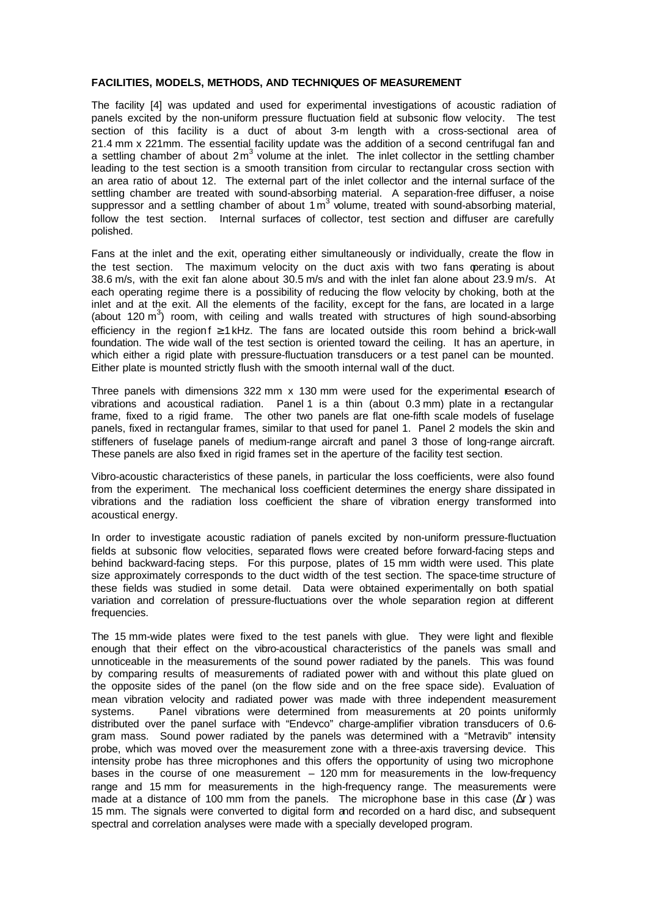## FACILITIES, MODELS, METHODS, AND TECHNIQUES OF MEASUREMENT

The facility [4] was updated and used for experimental investigations of acoustic radiation of panels excited by the non-uniform pressure fluctuation field at subsonic flow velocity. The test section of this facility is a duct of about 3-m length with a cross-sectional area of 21.4 mm x 221mm. The essential facility update was the addition of a second centrifugal fan and a settling chamber of about 2 $m^3$ volume at the inlet. The inlet collector in the settling chamber leading to the test section is a smooth transition from circular to rectangular cross section with an area ratio of about 12. The external part of the inlet collector and the internal surface of the settling chamber are treated with sound-absorbing material. A separation-free diffuser, a noise suppressor and a settling chamber of about 1 $m^3$ volume, treated with sound-absorbing material, follow the test section. Internal surfaces of collector, test section and diffuser are carefully polished.

Fans at the inlet and the exit, operating either simultaneously or individually, create the flow in the test section. The maximum velocity on the duct axis with two fans operating is about 38.6 m/s, with the exit fan alone about 30.5 m/s and with the inlet fan alone about 23.9 m/s. At each operating regime there is a possibility of reducing the flow velocity by choking, both at the inlet and at the exit. All the elements of the facility, except for the fans, are located in a large (about 120 $m^3$) room, with ceiling and walls treated with structures of high sound-absorbing efficiency in the region $f \geq 1$ kHz. The fans are located outside this room behind a brick-wall foundation. The wide wall of the test section is oriented toward the ceiling. It has an aperture, in which either a rigid plate with pressure-fluctuation transducers or a test panel can be mounted. Either plate is mounted strictly flush with the smooth internal wall of the duct.

Three panels with dimensions 322 mm x 130 mm were used for the experimental research of vibrations and acoustical radiation. Panel 1 is a thin (about 0.3 mm) plate in a rectangular frame, fixed to a rigid frame. The other two panels are flat one-fifth scale models of fuselage panels, fixed in rectangular frames, similar to that used for panel 1. Panel 2 models the skin and stiffeners of fuselage panels of medium-range aircraft and panel 3 those of long-range aircraft. These panels are also fixed in rigid frames set in the aperture of the facility test section.

Vibro-acoustic characteristics of these panels, in particular the loss coefficients, were also found from the experiment. The mechanical loss coefficient determines the energy share dissipated in vibrations and the radiation loss coefficient the share of vibration energy transformed into acoustical energy.

In order to investigate acoustic radiation of panels excited by non-uniform pressure-fluctuation fields at subsonic flow velocities, separated flows were created before forward-facing steps and behind backward-facing steps. For this purpose, plates of 15 mm width were used. This plate size approximately corresponds to the duct width of the test section. The space-time structure of these fields was studied in some detail. Data were obtained experimentally on both spatial variation and correlation of pressure-fluctuations over the whole separation region at different frequencies.

The 15 mm-wide plates were fixed to the test panels with glue. They were light and flexible enough that their effect on the vibro-acoustical characteristics of the panels was small and unnoticeable in the measurements of the sound power radiated by the panels. This was found by comparing results of measurements of radiated power with and without this plate glued on the opposite sides of the panel (on the flow side and on the free space side). Evaluation of mean vibration velocity and radiated power was made with three independent measurement systems. Panel vibrations were determined from measurements at 20 points uniformly distributed over the panel surface with "Endevco" charge-amplifier vibration transducers of 0.6-gram mass. Sound power radiated by the panels was determined with a "Metravib" intensity probe, which was moved over the measurement zone with a three-axis traversing device. This intensity probe has three microphones and this offers the opportunity of using two microphone bases in the course of one measurement – 120 mm for measurements in the low-frequency range and 15 mm for measurements in the high-frequency range. The measurements were made at a distance of 100 mm from the panels. The microphone base in this case ($\Delta r$) was 15 mm. The signals were converted to digital form and recorded on a hard disc, and subsequent spectral and correlation analyses were made with a specially developed program.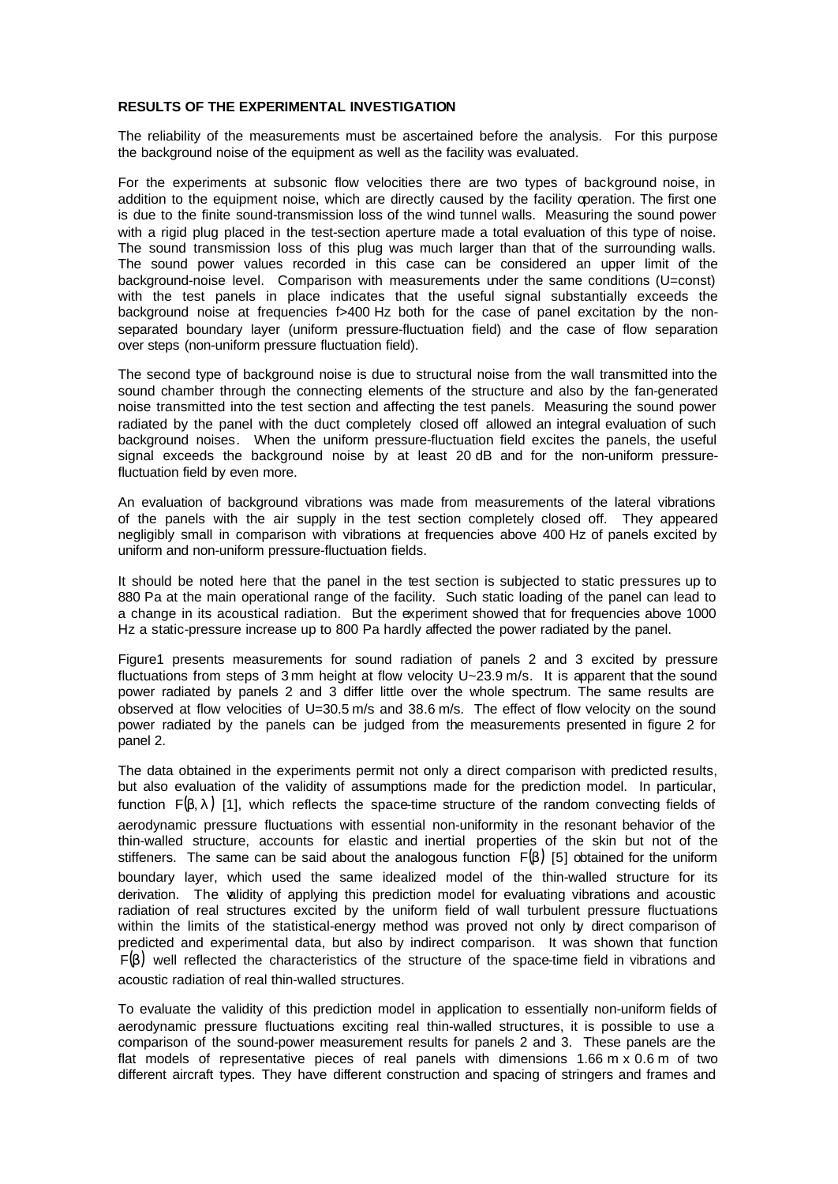**RESULTS OF THE EXPERIMENTAL INVESTIGATION**

The reliability of the measurements must be ascertained before the analysis. For this purpose the background noise of the equipment as well as the facility was evaluated.

For the experiments at subsonic flow velocities there are two types of background noise, in addition to the equipment noise, which are directly caused by the facility operation. The first one is due to the finite sound-transmission loss of the wind tunnel walls. Measuring the sound power with a rigid plug placed in the test-section aperture made a total evaluation of this type of noise. The sound transmission loss of this plug was much larger than that of the surrounding walls. The sound power values recorded in this case can be considered an upper limit of the background-noise level. Comparison with measurements under the same conditions (U=const) with the test panels in place indicates that the useful signal substantially exceeds the background noise at frequencies f>400 Hz both for the case of panel excitation by the non-separated boundary layer (uniform pressure-fluctuation field) and the case of flow separation over steps (non-uniform pressure fluctuation field).

The second type of background noise is due to structural noise from the wall transmitted into the sound chamber through the connecting elements of the structure and also by the fan-generated noise transmitted into the test section and affecting the test panels. Measuring the sound power radiated by the panel with the duct completely closed off allowed an integral evaluation of such background noises. When the uniform pressure-fluctuation field excites the panels, the useful signal exceeds the background noise by at least 20 dB and for the non-uniform pressure-fluctuation field by even more.

An evaluation of background vibrations was made from measurements of the lateral vibrations of the panels with the air supply in the test section completely closed off. They appeared negligibly small in comparison with vibrations at frequencies above 400 Hz of panels excited by uniform and non-uniform pressure-fluctuation fields.

It should be noted here that the panel in the test section is subjected to static pressures up to 880 Pa at the main operational range of the facility. Such static loading of the panel can lead to a change in its acoustical radiation. But the experiment showed that for frequencies above 1000 Hz a static-pressure increase up to 800 Pa hardly affected the power radiated by the panel.

Figure1 presents measurements for sound radiation of panels 2 and 3 excited by pressure fluctuations from steps of 3 mm height at flow velocity U~23.9 m/s. It is apparent that the sound power radiated by panels 2 and 3 differ little over the whole spectrum. The same results are observed at flow velocities of U=30.5 m/s and 38.6 m/s. The effect of flow velocity on the sound power radiated by the panels can be judged from the measurements presented in figure 2 for panel 2.

The data obtained in the experiments permit not only a direct comparison with predicted results, but also evaluation of the validity of assumptions made for the prediction model. In particular, function $F(\beta,\lambda)$ [1], which reflects the space-time structure of the random convecting fields of aerodynamic pressure fluctuations with essential non-uniformity in the resonant behavior of the thin-walled structure, accounts for elastic and inertial properties of the skin but not of the stiffeners. The same can be said about the analogous function $F(\beta)$ [5] obtained for the uniform boundary layer, which used the same idealized model of the thin-walled structure for its derivation. The validity of applying this prediction model for evaluating vibrations and acoustic radiation of real structures excited by the uniform field of wall turbulent pressure fluctuations within the limits of the statistical-energy method was proved not only by direct comparison of predicted and experimental data, but also by indirect comparison. It was shown that function $F(\beta)$ well reflected the characteristics of the structure of the space-time field in vibrations and acoustic radiation of real thin-walled structures.

To evaluate the validity of this prediction model in application to essentially non-uniform fields of aerodynamic pressure fluctuations exciting real thin-walled structures, it is possible to use a comparison of the sound-power measurement results for panels 2 and 3. These panels are the flat models of representative pieces of real panels with dimensions 1.66 m x 0.6 m of two different aircraft types. They have different construction and spacing of stringers and frames and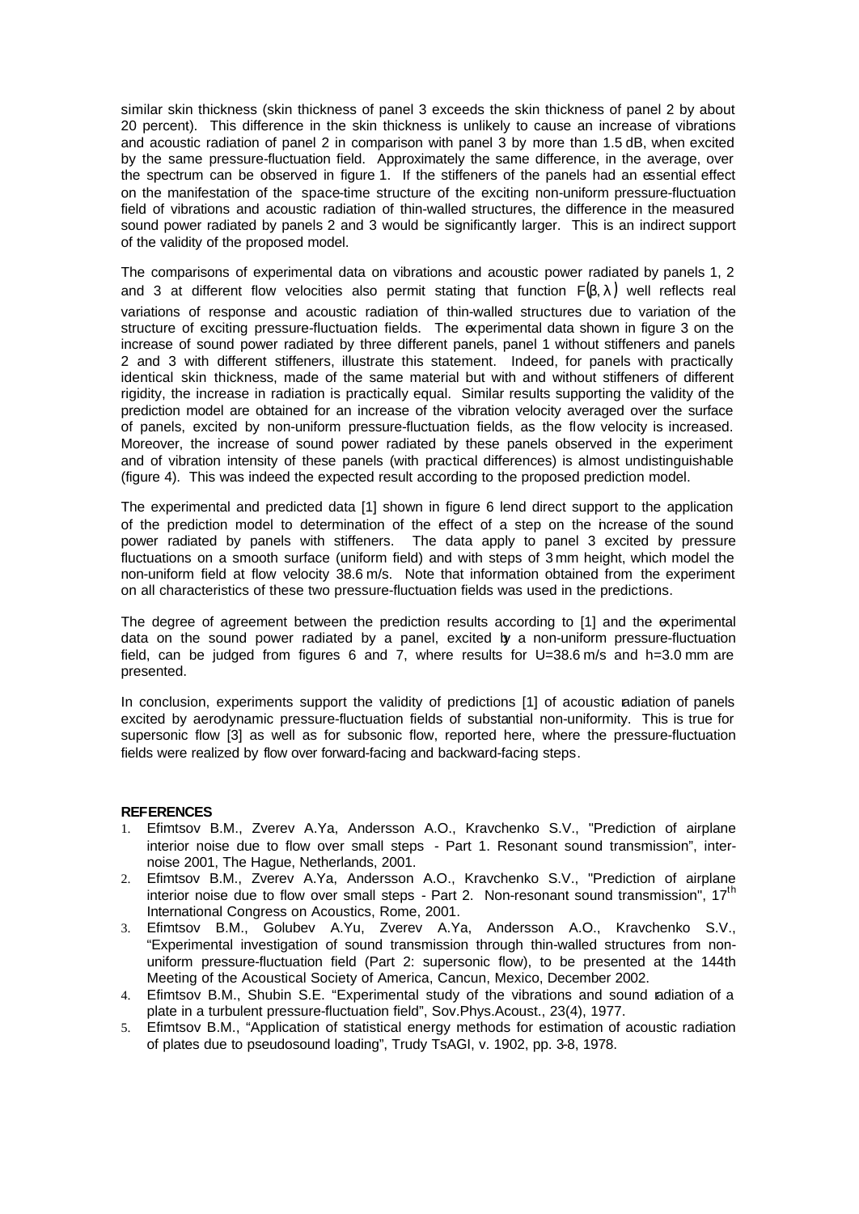similar skin thickness (skin thickness of panel 3 exceeds the skin thickness of panel 2 by about 20 percent). This difference in the skin thickness is unlikely to cause an increase of vibrations and acoustic radiation of panel 2 in comparison with panel 3 by more than 1.5 dB, when excited by the same pressure-fluctuation field. Approximately the same difference, in the average, over the spectrum can be observed in figure 1. If the stiffeners of the panels had an essential effect on the manifestation of the space-time structure of the exciting non-uniform pressure-fluctuation field of vibrations and acoustic radiation of thin-walled structures, the difference in the measured sound power radiated by panels 2 and 3 would be significantly larger. This is an indirect support of the validity of the proposed model.

The comparisons of experimental data on vibrations and acoustic power radiated by panels 1, 2 and 3 at different flow velocities also permit stating that function $F(\beta, \lambda)$ well reflects real variations of response and acoustic radiation of thin-walled structures due to variation of the structure of exciting pressure-fluctuation fields. The experimental data shown in figure 3 on the increase of sound power radiated by three different panels, panel 1 without stiffeners and panels 2 and 3 with different stiffeners, illustrate this statement. Indeed, for panels with practically identical skin thickness, made of the same material but with and without stiffeners of different rigidity, the increase in radiation is practically equal. Similar results supporting the validity of the prediction model are obtained for an increase of the vibration velocity averaged over the surface of panels, excited by non-uniform pressure-fluctuation fields, as the flow velocity is increased. Moreover, the increase of sound power radiated by these panels observed in the experiment and of vibration intensity of these panels (with practical differences) is almost undistinguishable (figure 4). This was indeed the expected result according to the proposed prediction model.

The experimental and predicted data [1] shown in figure 6 lend direct support to the application of the prediction model to determination of the effect of a step on the increase of the sound power radiated by panels with stiffeners. The data apply to panel 3 excited by pressure fluctuations on a smooth surface (uniform field) and with steps of 3 mm height, which model the non-uniform field at flow velocity 38.6 m/s. Note that information obtained from the experiment on all characteristics of these two pressure-fluctuation fields was used in the predictions.

The degree of agreement between the prediction results according to [1] and the experimental data on the sound power radiated by a panel, excited by a non-uniform pressure-fluctuation field, can be judged from figures 6 and 7, where results for U=38.6 m/s and h=3.0 mm are presented.

In conclusion, experiments support the validity of predictions [1] of acoustic radiation of panels excited by aerodynamic pressure-fluctuation fields of substantial non-uniformity. This is true for supersonic flow [3] as well as for subsonic flow, reported here, where the pressure-fluctuation fields were realized by flow over forward-facing and backward-facing steps.

**REFERENCES**

1. Efimtsov B.M., Zverev A.Ya, Andersson A.O., Kravchenko S.V., "Prediction of airplane interior noise due to flow over small steps - Part 1. Resonant sound transmission", inter-noise 2001, The Hague, Netherlands, 2001.
2. Efimtsov B.M., Zverev A.Ya, Andersson A.O., Kravchenko S.V., "Prediction of airplane interior noise due to flow over small steps - Part 2. Non-resonant sound transmission", 17th International Congress on Acoustics, Rome, 2001.
3. Efimtsov B.M., Golubev A.Yu, Zverev A.Ya, Andersson A.O., Kravchenko S.V., "Experimental investigation of sound transmission through thin-walled structures from non-uniform pressure-fluctuation field (Part 2: supersonic flow), to be presented at the 144th Meeting of the Acoustical Society of America, Cancun, Mexico, December 2002.
4. Efimtsov B.M., Shubin S.E. "Experimental study of the vibrations and sound radiation of a plate in a turbulent pressure-fluctuation field", Sov.Phys.Acoust., 23(4), 1977.
5. Efimtsov B.M., "Application of statistical energy methods for estimation of acoustic radiation of plates due to pseudosound loading", Trudy TsAGI, v. 1902, pp. 3-8, 1978.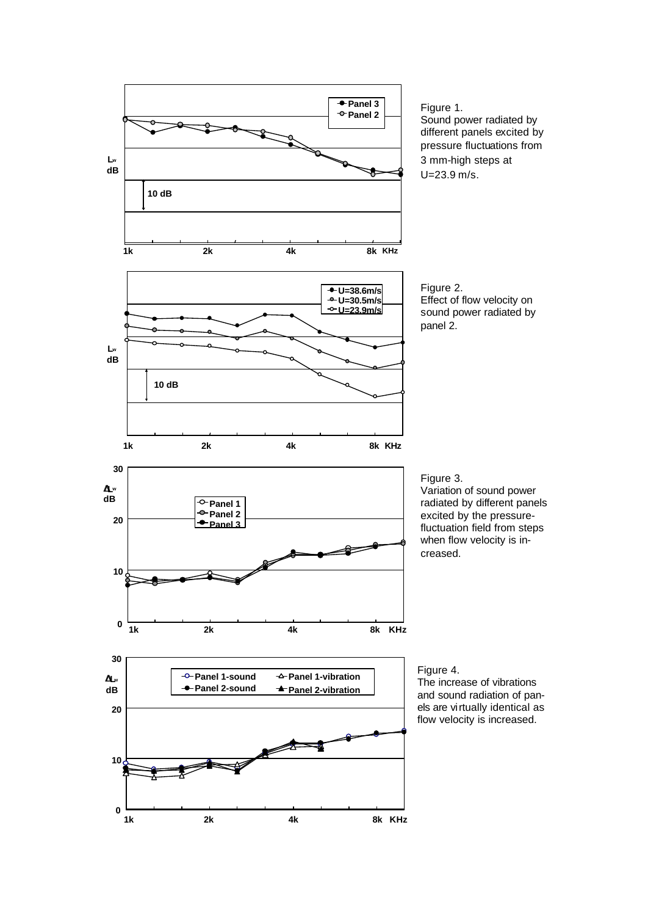Figure 1.
Sound power radiated by different panels excited by pressure fluctuations from 3 mm-high steps at U=23.9 m/s.

Figure 2.
Effect of flow velocity on sound power radiated by panel 2.

Figure 3.
Variation of sound power radiated by different panels excited by the pressure-fluctuation field from steps when flow velocity is increased.

Figure 4.
The increase of vibrations and sound radiation of panels are virtually identical as flow velocity is increased.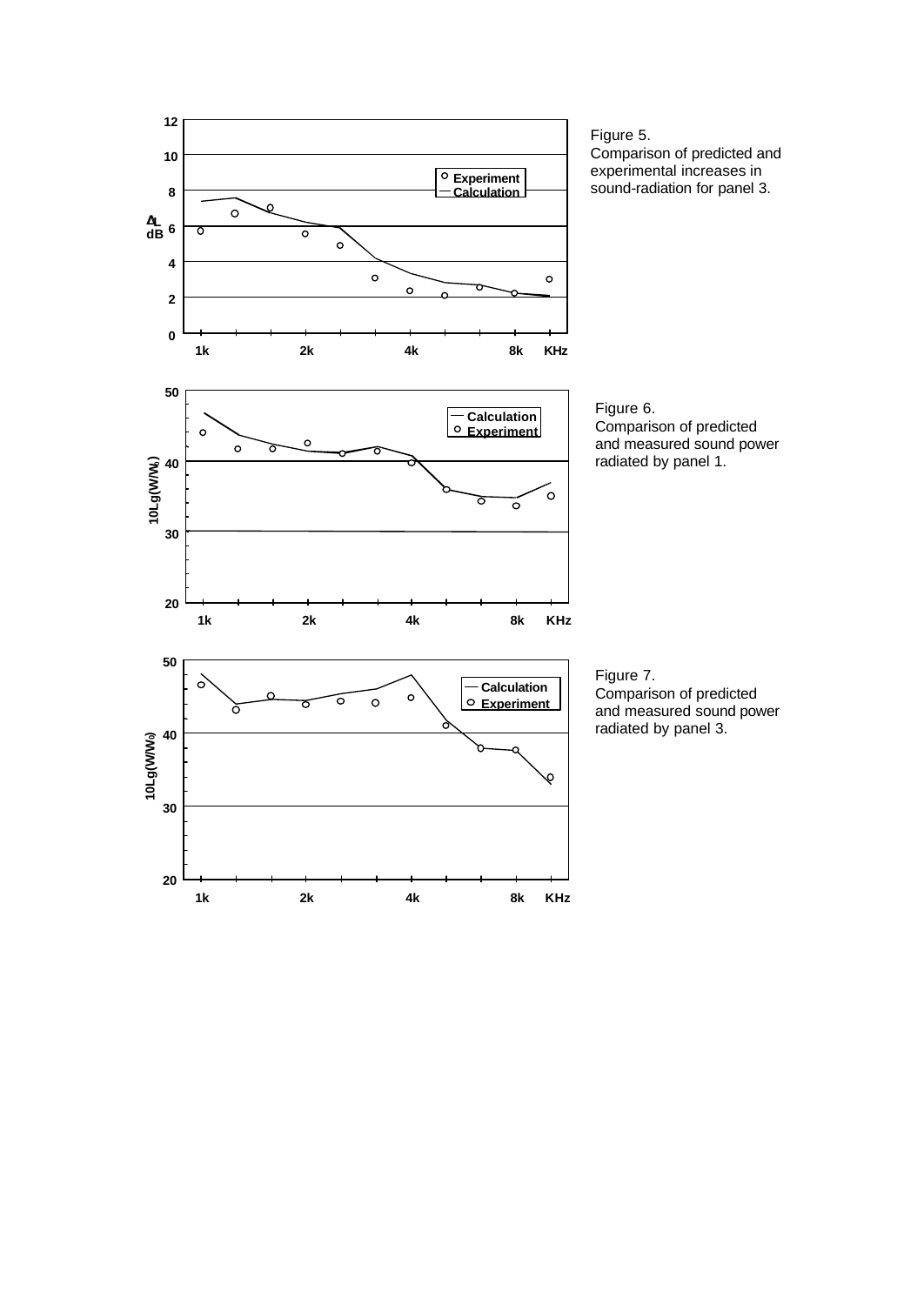12
10
8
ΔL
dB
6
4
2
0

Experiment
Calculation

1k
2k
4k
8k
KHz

Figure 5.
Comparison of predicted and experimental increases in sound-radiation for panel 3.

50
40
10Lg(W/W₀)
30
20

Calculation
Experiment

1k
2k
4k
8k
KHz

Figure 6.
Comparison of predicted and measured sound power radiated by panel 1.

50
40
10Lg(W/W₀)
30
20

Calculation
Experiment

1k
2k
4k
8k
KHz

Figure 7.
Comparison of predicted and measured sound power radiated by panel 3.